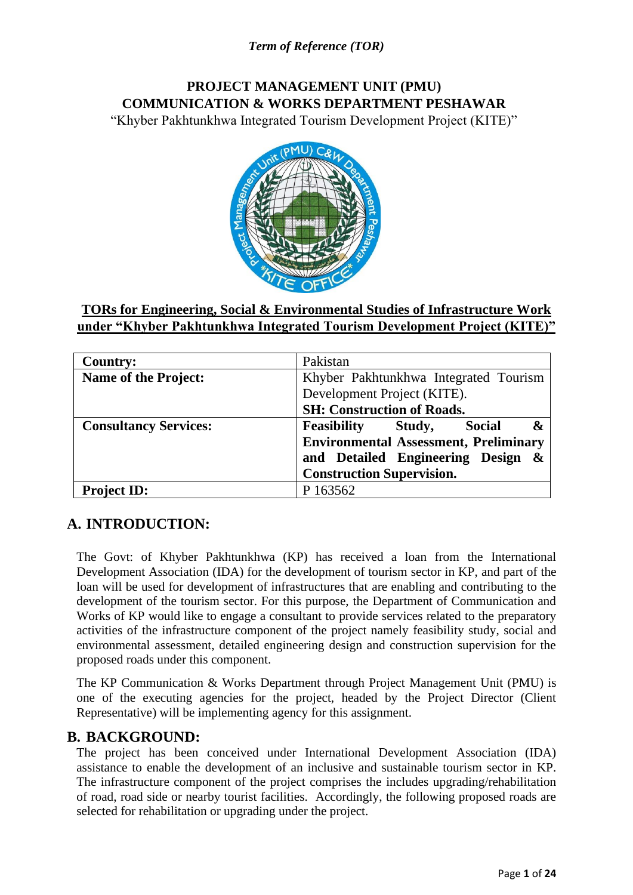*Term of Reference (TOR)*

**PROJECT MANAGEMENT UNIT (PMU)**
**COMMUNICATION & WORKS DEPARTMENT PESHAWAR**
"Khyber Pakhtunkhwa Integrated Tourism Development Project (KITE)"

**TORs for Engineering, Social & Environmental Studies of Infrastructure Work under "Khyber Pakhtunkhwa Integrated Tourism Development Project (KITE)"**

| | |
|---|---|
| **Country:** | Pakistan |
| **Name of the Project:** | Khyber Pakhtunkhwa Integrated Tourism Development Project (KITE). **SH: Construction of Roads.** |
| **Consultancy Services:** | **Feasibility Study, Social & Environmental Assessment, Preliminary and Detailed Engineering Design & Construction Supervision.** |
| **Project ID:** | P 163562 |

## A. INTRODUCTION:

The Govt: of Khyber Pakhtunkhwa (KP) has received a loan from the International Development Association (IDA) for the development of tourism sector in KP, and part of the loan will be used for development of infrastructures that are enabling and contributing to the development of the tourism sector. For this purpose, the Department of Communication and Works of KP would like to engage a consultant to provide services related to the preparatory activities of the infrastructure component of the project namely feasibility study, social and environmental assessment, detailed engineering design and construction supervision for the proposed roads under this component.

The KP Communication & Works Department through Project Management Unit (PMU) is one of the executing agencies for the project, headed by the Project Director (Client Representative) will be implementing agency for this assignment.

## B. BACKGROUND:

The project has been conceived under International Development Association (IDA) assistance to enable the development of an inclusive and sustainable tourism sector in KP. The infrastructure component of the project comprises the includes upgrading/rehabilitation of road, road side or nearby tourist facilities. Accordingly, the following proposed roads are selected for rehabilitation or upgrading under the project.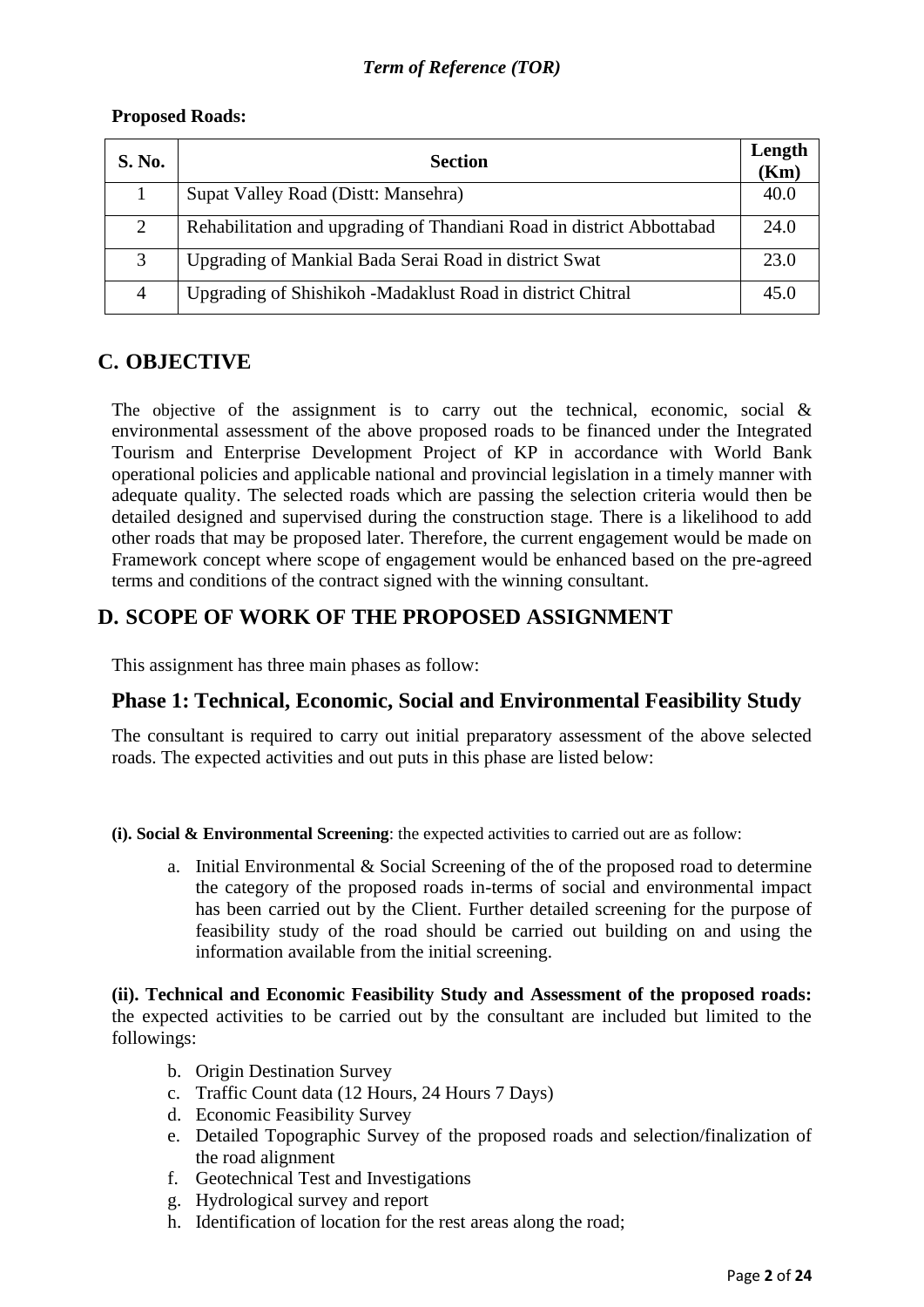*Term of Reference (TOR)*

**Proposed Roads:**

| S. No. | Section | Length (Km) |
|---|---|---|
| 1 | Supat Valley Road (Distt: Mansehra) | 40.0 |
| 2 | Rehabilitation and upgrading of Thandiani Road in district Abbottabad | 24.0 |
| 3 | Upgrading of Mankial Bada Serai Road in district Swat | 23.0 |
| 4 | Upgrading of Shishikoh -Madaklust Road in district Chitral | 45.0 |

## C. OBJECTIVE

The objective of the assignment is to carry out the technical, economic, social & environmental assessment of the above proposed roads to be financed under the Integrated Tourism and Enterprise Development Project of KP in accordance with World Bank operational policies and applicable national and provincial legislation in a timely manner with adequate quality. The selected roads which are passing the selection criteria would then be detailed designed and supervised during the construction stage. There is a likelihood to add other roads that may be proposed later. Therefore, the current engagement would be made on Framework concept where scope of engagement would be enhanced based on the pre-agreed terms and conditions of the contract signed with the winning consultant.

## D. SCOPE OF WORK OF THE PROPOSED ASSIGNMENT

This assignment has three main phases as follow:

### Phase 1: Technical, Economic, Social and Environmental Feasibility Study

The consultant is required to carry out initial preparatory assessment of the above selected roads. The expected activities and out puts in this phase are listed below:

**(i). Social & Environmental Screening**: the expected activities to carried out are as follow:

a. Initial Environmental & Social Screening of the of the proposed road to determine the category of the proposed roads in-terms of social and environmental impact has been carried out by the Client. Further detailed screening for the purpose of feasibility study of the road should be carried out building on and using the information available from the initial screening.

**(ii). Technical and Economic Feasibility Study and Assessment of the proposed roads:** the expected activities to be carried out by the consultant are included but limited to the followings:

b. Origin Destination Survey
c. Traffic Count data (12 Hours, 24 Hours 7 Days)
d. Economic Feasibility Survey
e. Detailed Topographic Survey of the proposed roads and selection/finalization of the road alignment
f. Geotechnical Test and Investigations
g. Hydrological survey and report
h. Identification of location for the rest areas along the road;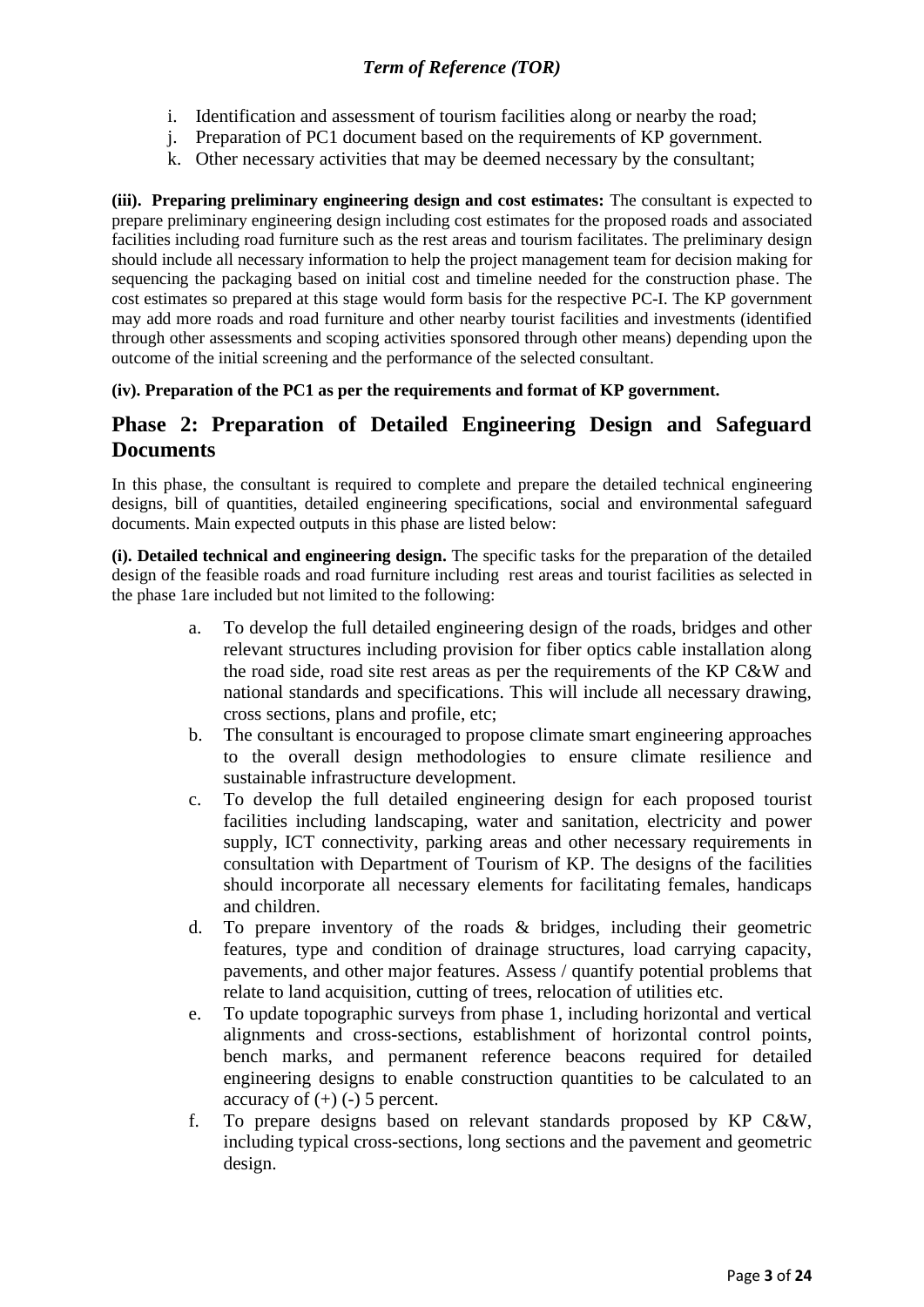i. Identification and assessment of tourism facilities along or nearby the road;
j. Preparation of PC1 document based on the requirements of KP government.
k. Other necessary activities that may be deemed necessary by the consultant;

**(iii). Preparing preliminary engineering design and cost estimates:** The consultant is expected to prepare preliminary engineering design including cost estimates for the proposed roads and associated facilities including road furniture such as the rest areas and tourism facilitates. The preliminary design should include all necessary information to help the project management team for decision making for sequencing the packaging based on initial cost and timeline needed for the construction phase. The cost estimates so prepared at this stage would form basis for the respective PC-I. The KP government may add more roads and road furniture and other nearby tourist facilities and investments (identified through other assessments and scoping activities sponsored through other means) depending upon the outcome of the initial screening and the performance of the selected consultant.

**(iv). Preparation of the PC1 as per the requirements and format of KP government.**

## Phase 2: Preparation of Detailed Engineering Design and Safeguard Documents

In this phase, the consultant is required to complete and prepare the detailed technical engineering designs, bill of quantities, detailed engineering specifications, social and environmental safeguard documents. Main expected outputs in this phase are listed below:

**(i). Detailed technical and engineering design.** The specific tasks for the preparation of the detailed design of the feasible roads and road furniture including rest areas and tourist facilities as selected in the phase 1are included but not limited to the following:

a. To develop the full detailed engineering design of the roads, bridges and other relevant structures including provision for fiber optics cable installation along the road side, road site rest areas as per the requirements of the KP C&W and national standards and specifications. This will include all necessary drawing, cross sections, plans and profile, etc;
b. The consultant is encouraged to propose climate smart engineering approaches to the overall design methodologies to ensure climate resilience and sustainable infrastructure development.
c. To develop the full detailed engineering design for each proposed tourist facilities including landscaping, water and sanitation, electricity and power supply, ICT connectivity, parking areas and other necessary requirements in consultation with Department of Tourism of KP. The designs of the facilities should incorporate all necessary elements for facilitating females, handicaps and children.
d. To prepare inventory of the roads & bridges, including their geometric features, type and condition of drainage structures, load carrying capacity, pavements, and other major features. Assess / quantify potential problems that relate to land acquisition, cutting of trees, relocation of utilities etc.
e. To update topographic surveys from phase 1, including horizontal and vertical alignments and cross-sections, establishment of horizontal control points, bench marks, and permanent reference beacons required for detailed engineering designs to enable construction quantities to be calculated to an accuracy of (+) (-) 5 percent.
f. To prepare designs based on relevant standards proposed by KP C&W, including typical cross-sections, long sections and the pavement and geometric design.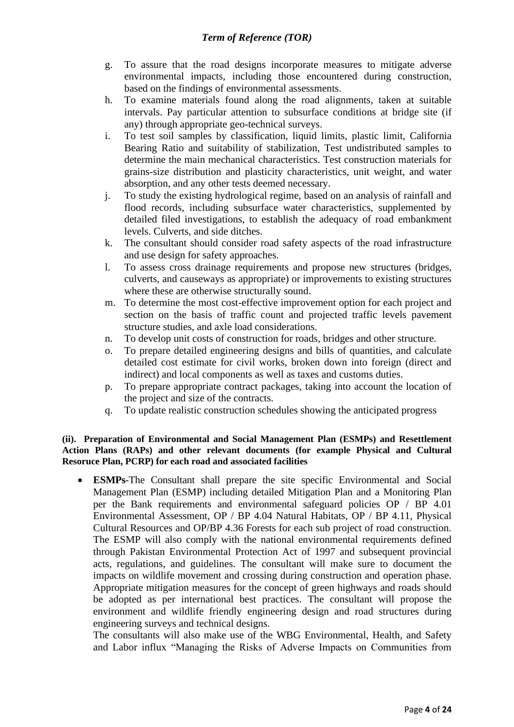g. To assure that the road designs incorporate measures to mitigate adverse environmental impacts, including those encountered during construction, based on the findings of environmental assessments.
h. To examine materials found along the road alignments, taken at suitable intervals. Pay particular attention to subsurface conditions at bridge site (if any) through appropriate geo-technical surveys.
i. To test soil samples by classification, liquid limits, plastic limit, California Bearing Ratio and suitability of stabilization, Test undistributed samples to determine the main mechanical characteristics. Test construction materials for grains-size distribution and plasticity characteristics, unit weight, and water absorption, and any other tests deemed necessary.
j. To study the existing hydrological regime, based on an analysis of rainfall and flood records, including subsurface water characteristics, supplemented by detailed filed investigations, to establish the adequacy of road embankment levels. Culverts, and side ditches.
k. The consultant should consider road safety aspects of the road infrastructure and use design for safety approaches.
l. To assess cross drainage requirements and propose new structures (bridges, culverts, and causeways as appropriate) or improvements to existing structures where these are otherwise structurally sound.
m. To determine the most cost-effective improvement option for each project and section on the basis of traffic count and projected traffic levels pavement structure studies, and axle load considerations.
n. To develop unit costs of construction for roads, bridges and other structure.
o. To prepare detailed engineering designs and bills of quantities, and calculate detailed cost estimate for civil works, broken down into foreign (direct and indirect) and local components as well as taxes and customs duties.
p. To prepare appropriate contract packages, taking into account the location of the project and size of the contracts.
q. To update realistic construction schedules showing the anticipated progress

**(ii). Preparation of Environmental and Social Management Plan (ESMPs) and Resettlement Action Plans (RAPs) and other relevant documents (for example Physical and Cultural Resoruce Plan, PCRP) for each road and associated facilities**

- **ESMPs**-The Consultant shall prepare the site specific Environmental and Social Management Plan (ESMP) including detailed Mitigation Plan and a Monitoring Plan per the Bank requirements and environmental safeguard policies OP / BP 4.01 Environmental Assessment, OP / BP 4.04 Natural Habitats, OP / BP 4.11, Physical Cultural Resources and OP/BP 4.36 Forests for each sub project of road construction. The ESMP will also comply with the national environmental requirements defined through Pakistan Environmental Protection Act of 1997 and subsequent provincial acts, regulations, and guidelines. The consultant will make sure to document the impacts on wildlife movement and crossing during construction and operation phase. Appropriate mitigation measures for the concept of green highways and roads should be adopted as per international best practices. The consultant will propose the environment and wildlife friendly engineering design and road structures during engineering surveys and technical designs.

  The consultants will also make use of the WBG Environmental, Health, and Safety and Labor influx "Managing the Risks of Adverse Impacts on Communities from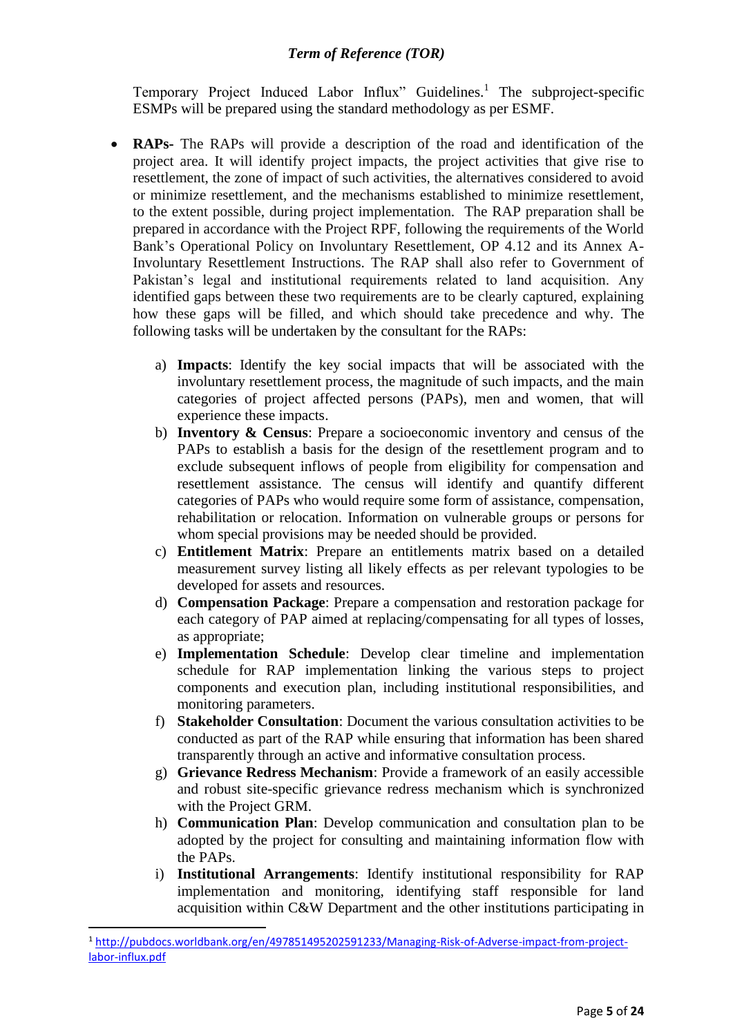Temporary Project Induced Labor Influx" Guidelines.[1] The subproject-specific ESMPs will be prepared using the standard methodology as per ESMF.

- **RAPs**- The RAPs will provide a description of the road and identification of the project area. It will identify project impacts, the project activities that give rise to resettlement, the zone of impact of such activities, the alternatives considered to avoid or minimize resettlement, and the mechanisms established to minimize resettlement, to the extent possible, during project implementation. The RAP preparation shall be prepared in accordance with the Project RPF, following the requirements of the World Bank's Operational Policy on Involuntary Resettlement, OP 4.12 and its Annex A-Involuntary Resettlement Instructions. The RAP shall also refer to Government of Pakistan's legal and institutional requirements related to land acquisition. Any identified gaps between these two requirements are to be clearly captured, explaining how these gaps will be filled, and which should take precedence and why. The following tasks will be undertaken by the consultant for the RAPs:

    a) **Impacts**: Identify the key social impacts that will be associated with the involuntary resettlement process, the magnitude of such impacts, and the main categories of project affected persons (PAPs), men and women, that will experience these impacts.
    b) **Inventory & Census**: Prepare a socioeconomic inventory and census of the PAPs to establish a basis for the design of the resettlement program and to exclude subsequent inflows of people from eligibility for compensation and resettlement assistance. The census will identify and quantify different categories of PAPs who would require some form of assistance, compensation, rehabilitation or relocation. Information on vulnerable groups or persons for whom special provisions may be needed should be provided.
    c) **Entitlement Matrix**: Prepare an entitlements matrix based on a detailed measurement survey listing all likely effects as per relevant typologies to be developed for assets and resources.
    d) **Compensation Package**: Prepare a compensation and restoration package for each category of PAP aimed at replacing/compensating for all types of losses, as appropriate;
    e) **Implementation Schedule**: Develop clear timeline and implementation schedule for RAP implementation linking the various steps to project components and execution plan, including institutional responsibilities, and monitoring parameters.
    f) **Stakeholder Consultation**: Document the various consultation activities to be conducted as part of the RAP while ensuring that information has been shared transparently through an active and informative consultation process.
    g) **Grievance Redress Mechanism**: Provide a framework of an easily accessible and robust site-specific grievance redress mechanism which is synchronized with the Project GRM.
    h) **Communication Plan**: Develop communication and consultation plan to be adopted by the project for consulting and maintaining information flow with the PAPs.
    i) **Institutional Arrangements**: Identify institutional responsibility for RAP implementation and monitoring, identifying staff responsible for land acquisition within C&W Department and the other institutions participating in

[1] http://pubdocs.worldbank.org/en/497851495202591233/Managing-Risk-of-Adverse-impact-from-project-labor-influx.pdf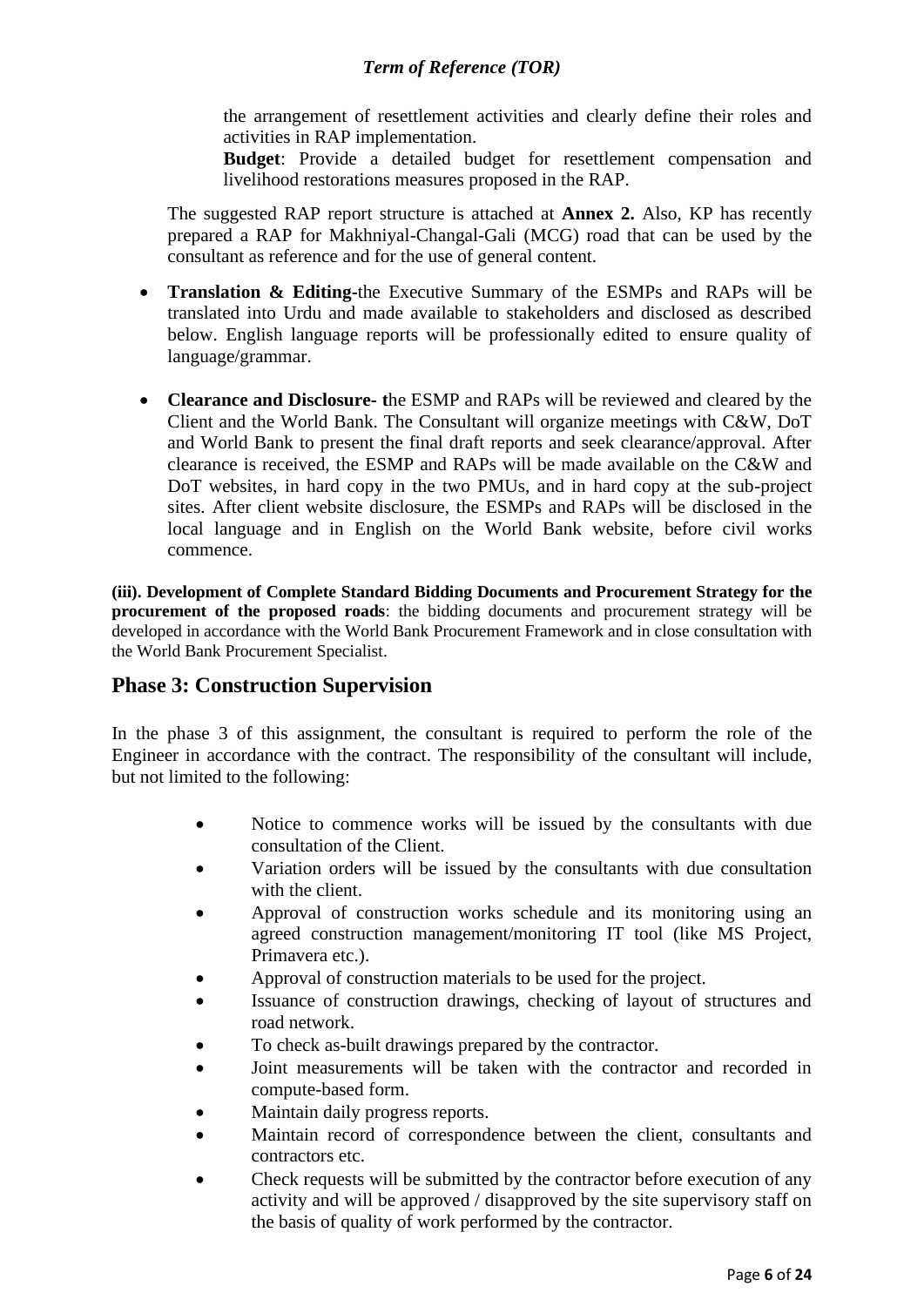the arrangement of resettlement activities and clearly define their roles and activities in RAP implementation.

**Budget**: Provide a detailed budget for resettlement compensation and livelihood restorations measures proposed in the RAP.

The suggested RAP report structure is attached at **Annex 2.** Also, KP has recently prepared a RAP for Makhniyal-Changal-Gali (MCG) road that can be used by the consultant as reference and for the use of general content.

- **Translation & Editing**-the Executive Summary of the ESMPs and RAPs will be translated into Urdu and made available to stakeholders and disclosed as described below. English language reports will be professionally edited to ensure quality of language/grammar.

- **Clearance and Disclosure- t**he ESMP and RAPs will be reviewed and cleared by the Client and the World Bank. The Consultant will organize meetings with C&W, DoT and World Bank to present the final draft reports and seek clearance/approval. After clearance is received, the ESMP and RAPs will be made available on the C&W and DoT websites, in hard copy in the two PMUs, and in hard copy at the sub-project sites. After client website disclosure, the ESMPs and RAPs will be disclosed in the local language and in English on the World Bank website, before civil works commence.

**(iii). Development of Complete Standard Bidding Documents and Procurement Strategy for the procurement of the proposed roads**: the bidding documents and procurement strategy will be developed in accordance with the World Bank Procurement Framework and in close consultation with the World Bank Procurement Specialist.

## Phase 3: Construction Supervision

In the phase 3 of this assignment, the consultant is required to perform the role of the Engineer in accordance with the contract. The responsibility of the consultant will include, but not limited to the following:

- Notice to commence works will be issued by the consultants with due consultation of the Client.
- Variation orders will be issued by the consultants with due consultation with the client.
- Approval of construction works schedule and its monitoring using an agreed construction management/monitoring IT tool (like MS Project, Primavera etc.).
- Approval of construction materials to be used for the project.
- Issuance of construction drawings, checking of layout of structures and road network.
- To check as-built drawings prepared by the contractor.
- Joint measurements will be taken with the contractor and recorded in compute-based form.
- Maintain daily progress reports.
- Maintain record of correspondence between the client, consultants and contractors etc.
- Check requests will be submitted by the contractor before execution of any activity and will be approved / disapproved by the site supervisory staff on the basis of quality of work performed by the contractor.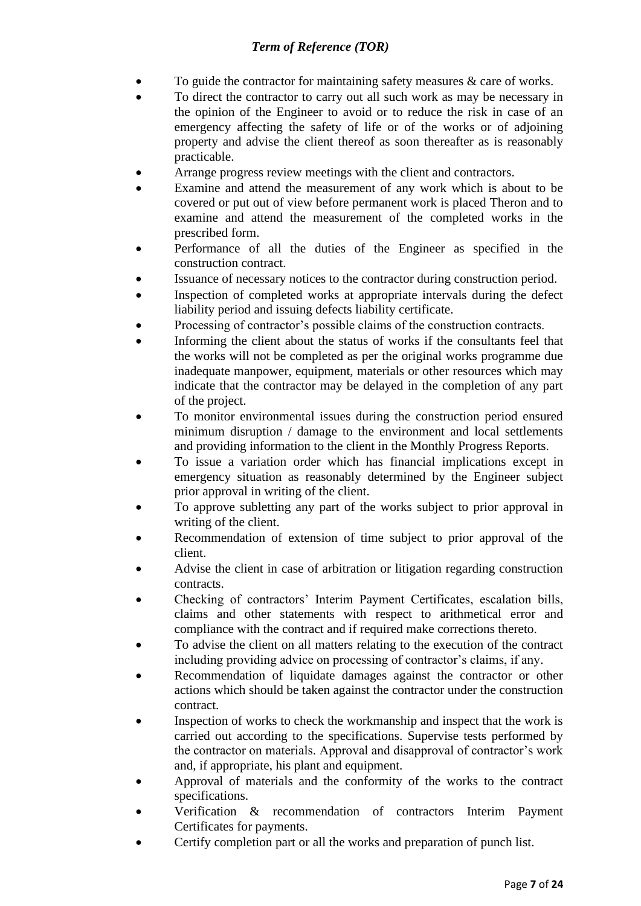- To guide the contractor for maintaining safety measures & care of works.
- To direct the contractor to carry out all such work as may be necessary in the opinion of the Engineer to avoid or to reduce the risk in case of an emergency affecting the safety of life or of the works or of adjoining property and advise the client thereof as soon thereafter as is reasonably practicable.
- Arrange progress review meetings with the client and contractors.
- Examine and attend the measurement of any work which is about to be covered or put out of view before permanent work is placed Theron and to examine and attend the measurement of the completed works in the prescribed form.
- Performance of all the duties of the Engineer as specified in the construction contract.
- Issuance of necessary notices to the contractor during construction period.
- Inspection of completed works at appropriate intervals during the defect liability period and issuing defects liability certificate.
- Processing of contractor's possible claims of the construction contracts.
- Informing the client about the status of works if the consultants feel that the works will not be completed as per the original works programme due inadequate manpower, equipment, materials or other resources which may indicate that the contractor may be delayed in the completion of any part of the project.
- To monitor environmental issues during the construction period ensured minimum disruption / damage to the environment and local settlements and providing information to the client in the Monthly Progress Reports.
- To issue a variation order which has financial implications except in emergency situation as reasonably determined by the Engineer subject prior approval in writing of the client.
- To approve subletting any part of the works subject to prior approval in writing of the client.
- Recommendation of extension of time subject to prior approval of the client.
- Advise the client in case of arbitration or litigation regarding construction contracts.
- Checking of contractors' Interim Payment Certificates, escalation bills, claims and other statements with respect to arithmetical error and compliance with the contract and if required make corrections thereto.
- To advise the client on all matters relating to the execution of the contract including providing advice on processing of contractor's claims, if any.
- Recommendation of liquidate damages against the contractor or other actions which should be taken against the contractor under the construction contract.
- Inspection of works to check the workmanship and inspect that the work is carried out according to the specifications. Supervise tests performed by the contractor on materials. Approval and disapproval of contractor's work and, if appropriate, his plant and equipment.
- Approval of materials and the conformity of the works to the contract specifications.
- Verification & recommendation of contractors Interim Payment Certificates for payments.
- Certify completion part or all the works and preparation of punch list.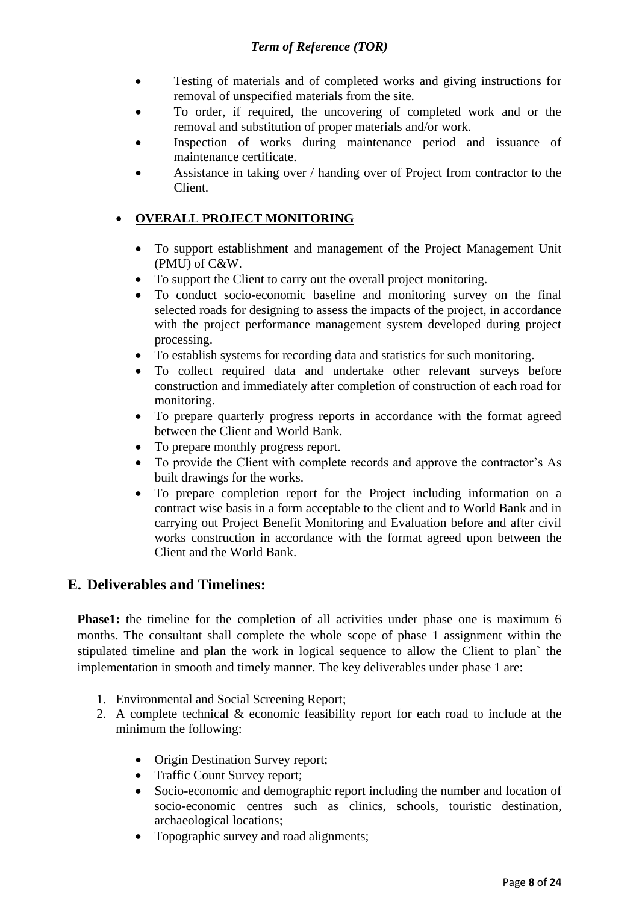- Testing of materials and of completed works and giving instructions for removal of unspecified materials from the site.
- To order, if required, the uncovering of completed work and or the removal and substitution of proper materials and/or work.
- Inspection of works during maintenance period and issuance of maintenance certificate.
- Assistance in taking over / handing over of Project from contractor to the Client.

- **OVERALL PROJECT MONITORING**

  - To support establishment and management of the Project Management Unit (PMU) of C&W.
  - To support the Client to carry out the overall project monitoring.
  - To conduct socio-economic baseline and monitoring survey on the final selected roads for designing to assess the impacts of the project, in accordance with the project performance management system developed during project processing.
  - To establish systems for recording data and statistics for such monitoring.
  - To collect required data and undertake other relevant surveys before construction and immediately after completion of construction of each road for monitoring.
  - To prepare quarterly progress reports in accordance with the format agreed between the Client and World Bank.
  - To prepare monthly progress report.
  - To provide the Client with complete records and approve the contractor's As built drawings for the works.
  - To prepare completion report for the Project including information on a contract wise basis in a form acceptable to the client and to World Bank and in carrying out Project Benefit Monitoring and Evaluation before and after civil works construction in accordance with the format agreed upon between the Client and the World Bank.

## E. Deliverables and Timelines:

**Phase1:** the timeline for the completion of all activities under phase one is maximum 6 months. The consultant shall complete the whole scope of phase 1 assignment within the stipulated timeline and plan the work in logical sequence to allow the Client to plan` the implementation in smooth and timely manner. The key deliverables under phase 1 are:

1. Environmental and Social Screening Report;
2. A complete technical & economic feasibility report for each road to include at the minimum the following:
   - Origin Destination Survey report;
   - Traffic Count Survey report;
   - Socio-economic and demographic report including the number and location of socio-economic centres such as clinics, schools, touristic destination, archaeological locations;
   - Topographic survey and road alignments;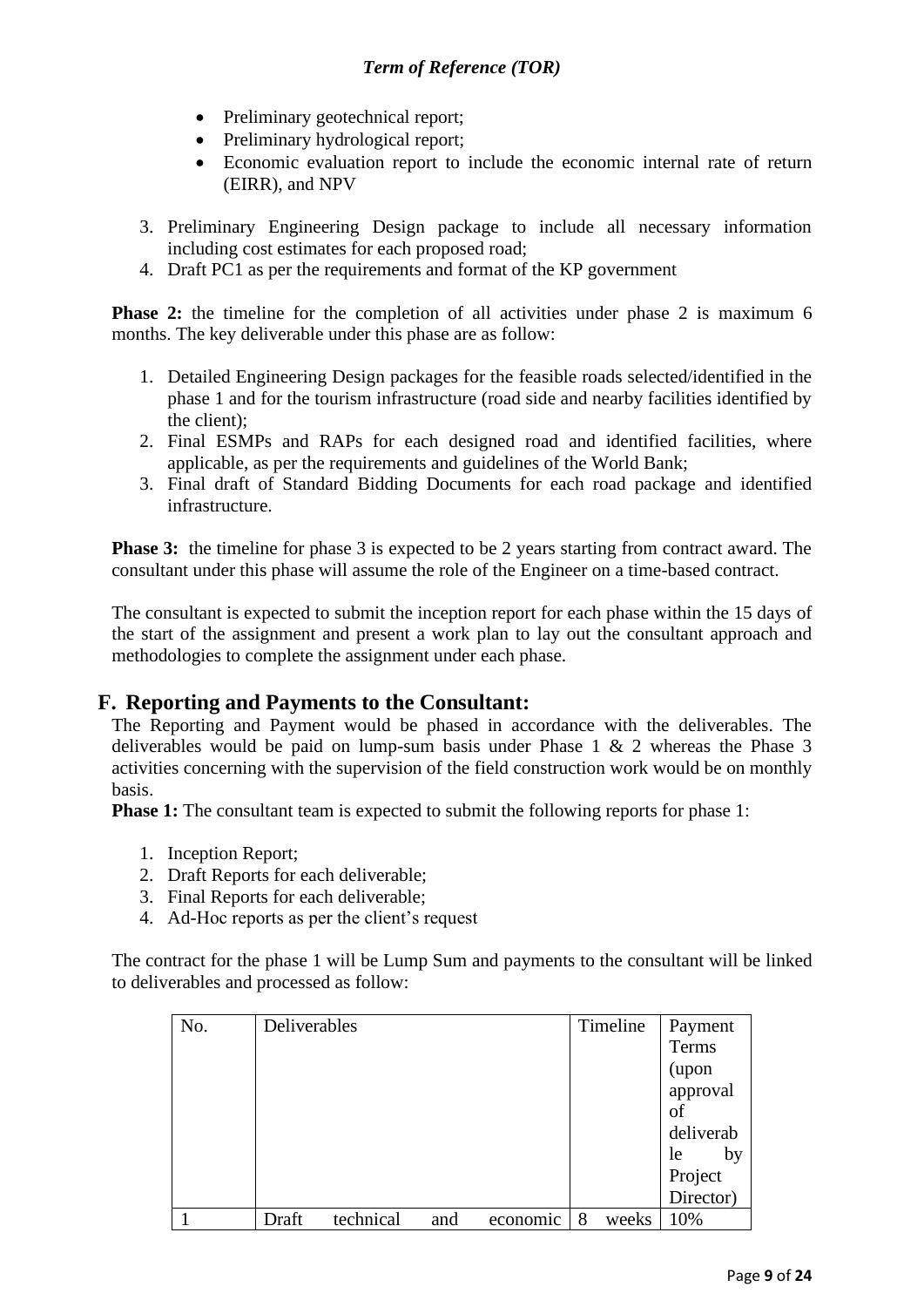- Preliminary geotechnical report;
- Preliminary hydrological report;
- Economic evaluation report to include the economic internal rate of return (EIRR), and NPV

3. Preliminary Engineering Design package to include all necessary information including cost estimates for each proposed road;
4. Draft PC1 as per the requirements and format of the KP government

**Phase 2:** the timeline for the completion of all activities under phase 2 is maximum 6 months. The key deliverable under this phase are as follow:

1. Detailed Engineering Design packages for the feasible roads selected/identified in the phase 1 and for the tourism infrastructure (road side and nearby facilities identified by the client);
2. Final ESMPs and RAPs for each designed road and identified facilities, where applicable, as per the requirements and guidelines of the World Bank;
3. Final draft of Standard Bidding Documents for each road package and identified infrastructure.

**Phase 3:** the timeline for phase 3 is expected to be 2 years starting from contract award. The consultant under this phase will assume the role of the Engineer on a time-based contract.

The consultant is expected to submit the inception report for each phase within the 15 days of the start of the assignment and present a work plan to lay out the consultant approach and methodologies to complete the assignment under each phase.

## F. Reporting and Payments to the Consultant:

The Reporting and Payment would be phased in accordance with the deliverables. The deliverables would be paid on lump-sum basis under Phase 1 & 2 whereas the Phase 3 activities concerning with the supervision of the field construction work would be on monthly basis.

**Phase 1:** The consultant team is expected to submit the following reports for phase 1:

1. Inception Report;
2. Draft Reports for each deliverable;
3. Final Reports for each deliverable;
4. Ad-Hoc reports as per the client's request

The contract for the phase 1 will be Lump Sum and payments to the consultant will be linked to deliverables and processed as follow:

| No. | Deliverables | Timeline | Payment Terms (upon approval of deliverable by Project Director) |
|---|---|---|---|
| 1 | Draft technical and economic | 8 weeks | 10% |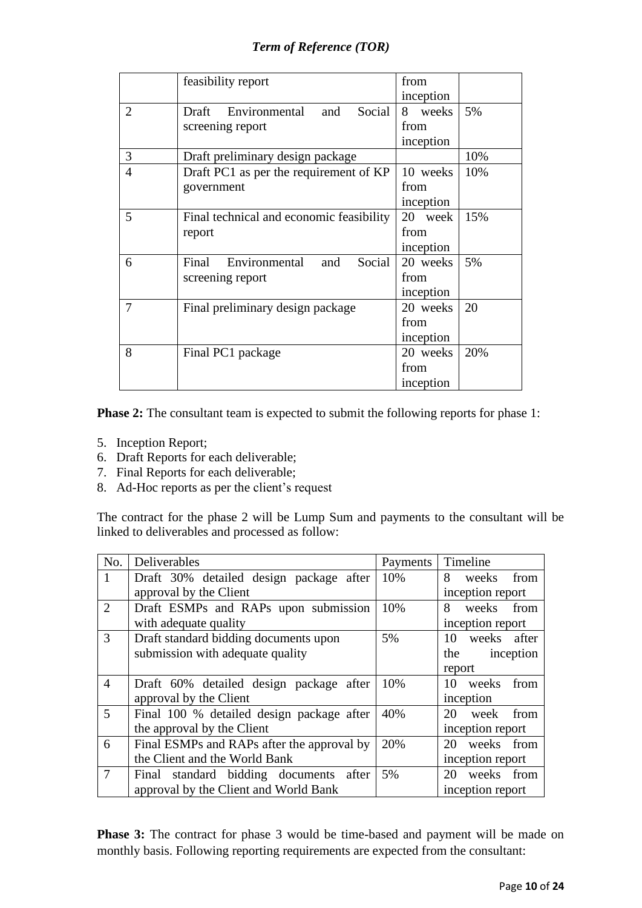| | | | |
|---|---|---|---|
| | feasibility report | from inception | |
| 2 | Draft Environmental and Social screening report | 8 weeks from inception | 5% |
| 3 | Draft preliminary design package | | 10% |
| 4 | Draft PC1 as per the requirement of KP government | 10 weeks from inception | 10% |
| 5 | Final technical and economic feasibility report | 20 week from inception | 15% |
| 6 | Final Environmental and Social screening report | 20 weeks from inception | 5% |
| 7 | Final preliminary design package | 20 weeks from inception | 20 |
| 8 | Final PC1 package | 20 weeks from inception | 20% |

**Phase 2:** The consultant team is expected to submit the following reports for phase 1:

5. Inception Report;
6. Draft Reports for each deliverable;
7. Final Reports for each deliverable;
8. Ad-Hoc reports as per the client's request

The contract for the phase 2 will be Lump Sum and payments to the consultant will be linked to deliverables and processed as follow:

| No. | Deliverables | Payments | Timeline |
|---|---|---|---|
| 1 | Draft 30% detailed design package after approval by the Client | 10% | 8 weeks from inception report |
| 2 | Draft ESMPs and RAPs upon submission with adequate quality | 10% | 8 weeks from inception report |
| 3 | Draft standard bidding documents upon submission with adequate quality | 5% | 10 weeks after the inception report |
| 4 | Draft 60% detailed design package after approval by the Client | 10% | 10 weeks from inception |
| 5 | Final 100 % detailed design package after the approval by the Client | 40% | 20 week from inception report |
| 6 | Final ESMPs and RAPs after the approval by the Client and the World Bank | 20% | 20 weeks from inception report |
| 7 | Final standard bidding documents after approval by the Client and World Bank | 5% | 20 weeks from inception report |

**Phase 3:** The contract for phase 3 would be time-based and payment will be made on monthly basis. Following reporting requirements are expected from the consultant: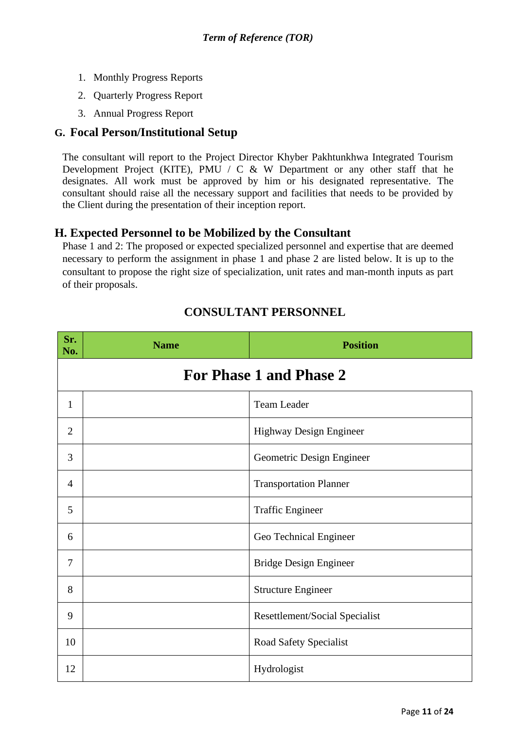1. Monthly Progress Reports
2. Quarterly Progress Report
3. Annual Progress Report

## G. Focal Person/Institutional Setup

The consultant will report to the Project Director Khyber Pakhtunkhwa Integrated Tourism Development Project (KITE), PMU / C & W Department or any other staff that he designates. All work must be approved by him or his designated representative. The consultant should raise all the necessary support and facilities that needs to be provided by the Client during the presentation of their inception report.

## H. Expected Personnel to be Mobilized by the Consultant

Phase 1 and 2: The proposed or expected specialized personnel and expertise that are deemed necessary to perform the assignment in phase 1 and phase 2 are listed below. It is up to the consultant to propose the right size of specialization, unit rates and man-month inputs as part of their proposals.

### CONSULTANT PERSONNEL

| Sr. No. | Name | Position |
|---|---|---|
| **For Phase 1 and Phase 2** | | |
| 1 | | Team Leader |
| 2 | | Highway Design Engineer |
| 3 | | Geometric Design Engineer |
| 4 | | Transportation Planner |
| 5 | | Traffic Engineer |
| 6 | | Geo Technical Engineer |
| 7 | | Bridge Design Engineer |
| 8 | | Structure Engineer |
| 9 | | Resettlement/Social Specialist |
| 10 | | Road Safety Specialist |
| 12 | | Hydrologist |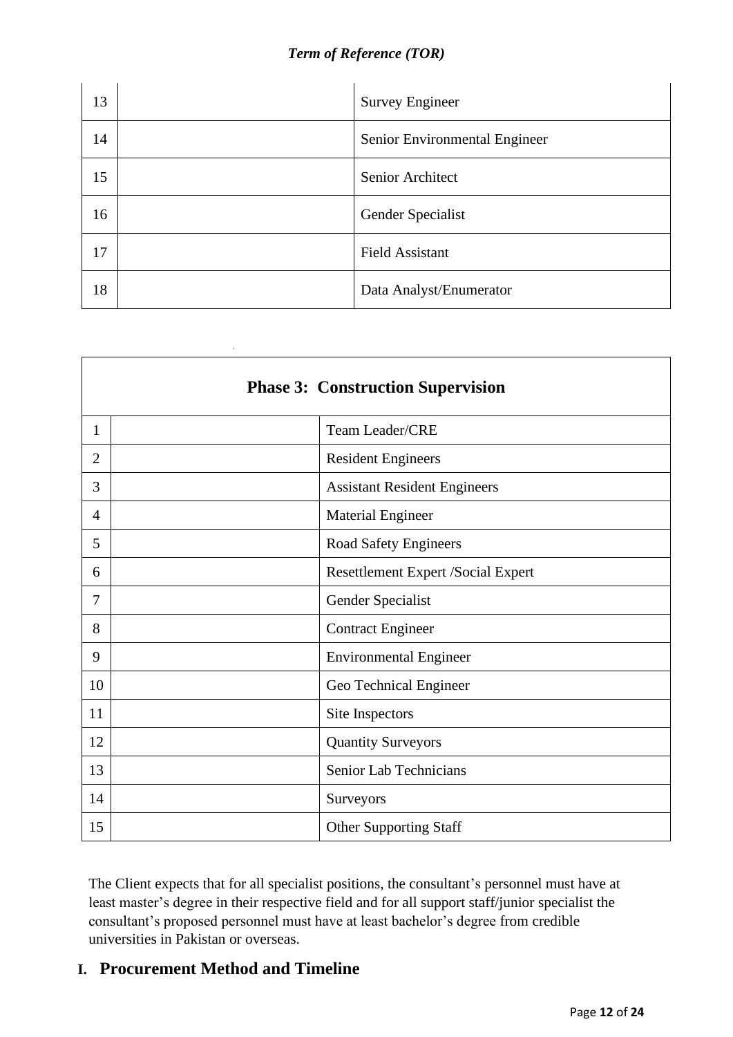| | | |
|---|---|---|
| 13 | | Survey Engineer |
| 14 | | Senior Environmental Engineer |
| 15 | | Senior Architect |
| 16 | | Gender Specialist |
| 17 | | Field Assistant |
| 18 | | Data Analyst/Enumerator |

| **Phase 3: Construction Supervision** | | |
|---|---|---|
| 1 | | Team Leader/CRE |
| 2 | | Resident Engineers |
| 3 | | Assistant Resident Engineers |
| 4 | | Material Engineer |
| 5 | | Road Safety Engineers |
| 6 | | Resettlement Expert /Social Expert |
| 7 | | Gender Specialist |
| 8 | | Contract Engineer |
| 9 | | Environmental Engineer |
| 10 | | Geo Technical Engineer |
| 11 | | Site Inspectors |
| 12 | | Quantity Surveyors |
| 13 | | Senior Lab Technicians |
| 14 | | Surveyors |
| 15 | | Other Supporting Staff |

The Client expects that for all specialist positions, the consultant's personnel must have at least master's degree in their respective field and for all support staff/junior specialist the consultant's proposed personnel must have at least bachelor's degree from credible universities in Pakistan or overseas.

## I. Procurement Method and Timeline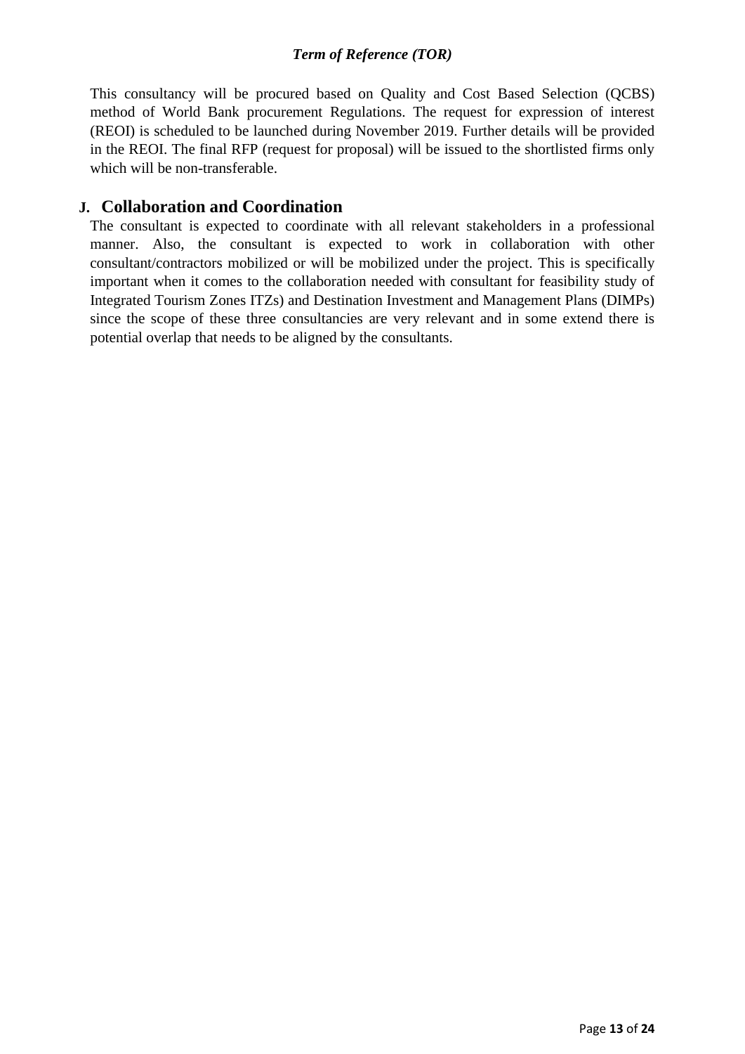This consultancy will be procured based on Quality and Cost Based Selection (QCBS) method of World Bank procurement Regulations. The request for expression of interest (REOI) is scheduled to be launched during November 2019. Further details will be provided in the REOI. The final RFP (request for proposal) will be issued to the shortlisted firms only which will be non-transferable.

## J. Collaboration and Coordination

The consultant is expected to coordinate with all relevant stakeholders in a professional manner. Also, the consultant is expected to work in collaboration with other consultant/contractors mobilized or will be mobilized under the project. This is specifically important when it comes to the collaboration needed with consultant for feasibility study of Integrated Tourism Zones ITZs) and Destination Investment and Management Plans (DIMPs) since the scope of these three consultancies are very relevant and in some extend there is potential overlap that needs to be aligned by the consultants.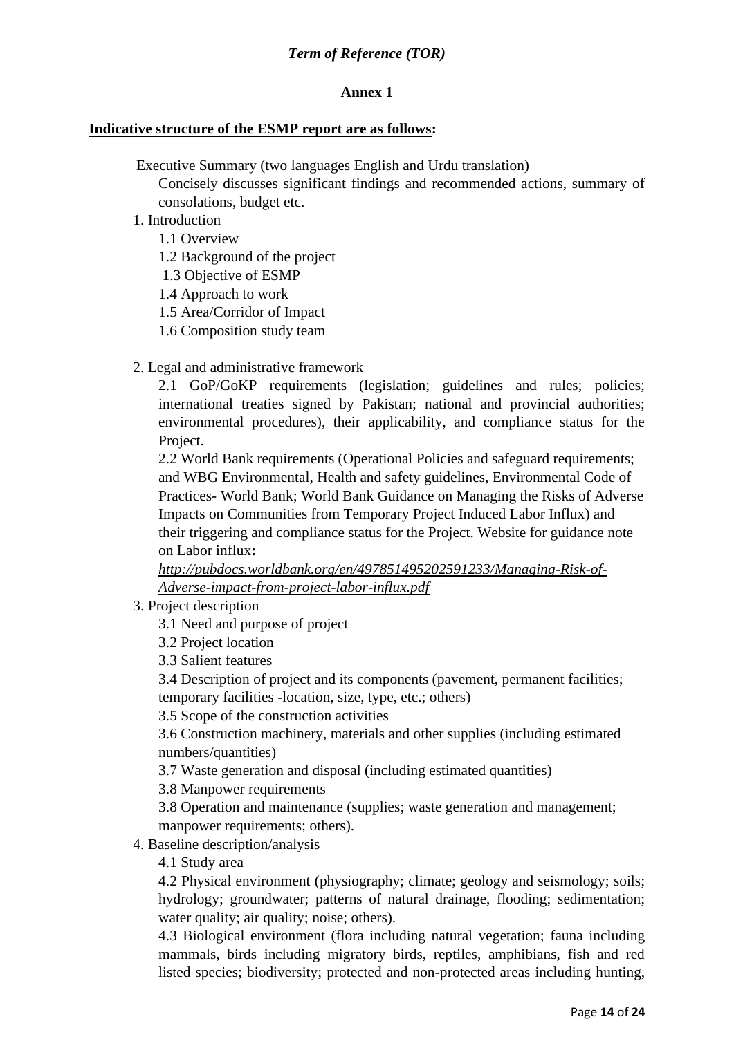*Term of Reference (TOR)*

**Annex 1**

**Indicative structure of the ESMP report are as follows:**

Executive Summary (two languages English and Urdu translation)

Concisely discusses significant findings and recommended actions, summary of consolations, budget etc.

1. Introduction
   - 1.1 Overview
   - 1.2 Background of the project
   - 1.3 Objective of ESMP
   - 1.4 Approach to work
   - 1.5 Area/Corridor of Impact
   - 1.6 Composition study team

2. Legal and administrative framework

   2.1 GoP/GoKP requirements (legislation; guidelines and rules; policies; international treaties signed by Pakistan; national and provincial authorities; environmental procedures), their applicability, and compliance status for the Project.

   2.2 World Bank requirements (Operational Policies and safeguard requirements; and WBG Environmental, Health and safety guidelines, Environmental Code of Practices- World Bank; World Bank Guidance on Managing the Risks of Adverse Impacts on Communities from Temporary Project Induced Labor Influx) and their triggering and compliance status for the Project. Website for guidance note on Labor influx**:** *http://pubdocs.worldbank.org/en/497851495202591233/Managing-Risk-of-Adverse-impact-from-project-labor-influx.pdf*

3. Project description
   - 3.1 Need and purpose of project
   - 3.2 Project location
   - 3.3 Salient features
   - 3.4 Description of project and its components (pavement, permanent facilities; temporary facilities -location, size, type, etc.; others)
   - 3.5 Scope of the construction activities
   - 3.6 Construction machinery, materials and other supplies (including estimated numbers/quantities)
   - 3.7 Waste generation and disposal (including estimated quantities)
   - 3.8 Manpower requirements
   - 3.8 Operation and maintenance (supplies; waste generation and management; manpower requirements; others).

4. Baseline description/analysis
   - 4.1 Study area
   - 4.2 Physical environment (physiography; climate; geology and seismology; soils; hydrology; groundwater; patterns of natural drainage, flooding; sedimentation; water quality; air quality; noise; others).
   - 4.3 Biological environment (flora including natural vegetation; fauna including mammals, birds including migratory birds, reptiles, amphibians, fish and red listed species; biodiversity; protected and non-protected areas including hunting,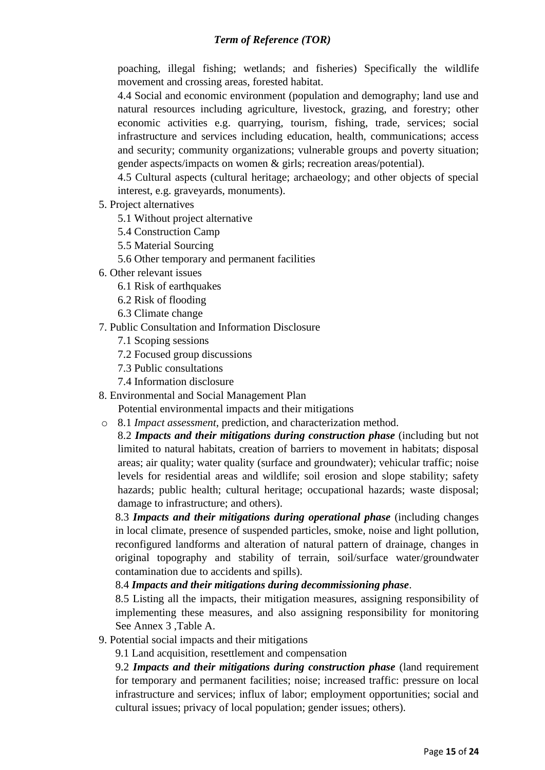poaching, illegal fishing; wetlands; and fisheries) Specifically the wildlife movement and crossing areas, forested habitat.

4.4 Social and economic environment (population and demography; land use and natural resources including agriculture, livestock, grazing, and forestry; other economic activities e.g. quarrying, tourism, fishing, trade, services; social infrastructure and services including education, health, communications; access and security; community organizations; vulnerable groups and poverty situation; gender aspects/impacts on women & girls; recreation areas/potential).

4.5 Cultural aspects (cultural heritage; archaeology; and other objects of special interest, e.g. graveyards, monuments).

5. Project alternatives
   - 5.1 Without project alternative
   - 5.4 Construction Camp
   - 5.5 Material Sourcing
   - 5.6 Other temporary and permanent facilities
6. Other relevant issues
   - 6.1 Risk of earthquakes
   - 6.2 Risk of flooding
   - 6.3 Climate change
7. Public Consultation and Information Disclosure
   - 7.1 Scoping sessions
   - 7.2 Focused group discussions
   - 7.3 Public consultations
   - 7.4 Information disclosure
8. Environmental and Social Management Plan

   Potential environmental impacts and their mitigations

   - 8.1 *Impact assessment*, prediction, and characterization method.

   8.2 ***Impacts and their mitigations during construction phase*** (including but not limited to natural habitats, creation of barriers to movement in habitats; disposal areas; air quality; water quality (surface and groundwater); vehicular traffic; noise levels for residential areas and wildlife; soil erosion and slope stability; safety hazards; public health; cultural heritage; occupational hazards; waste disposal; damage to infrastructure; and others).

   8.3 ***Impacts and their mitigations during operational phase*** (including changes in local climate, presence of suspended particles, smoke, noise and light pollution, reconfigured landforms and alteration of natural pattern of drainage, changes in original topography and stability of terrain, soil/surface water/groundwater contamination due to accidents and spills).

   8.4 ***Impacts and their mitigations during decommissioning phase***.

   8.5 Listing all the impacts, their mitigation measures, assigning responsibility of implementing these measures, and also assigning responsibility for monitoring See Annex 3 ,Table A.

9. Potential social impacts and their mitigations

   9.1 Land acquisition, resettlement and compensation

   9.2 ***Impacts and their mitigations during construction phase*** (land requirement for temporary and permanent facilities; noise; increased traffic: pressure on local infrastructure and services; influx of labor; employment opportunities; social and cultural issues; privacy of local population; gender issues; others).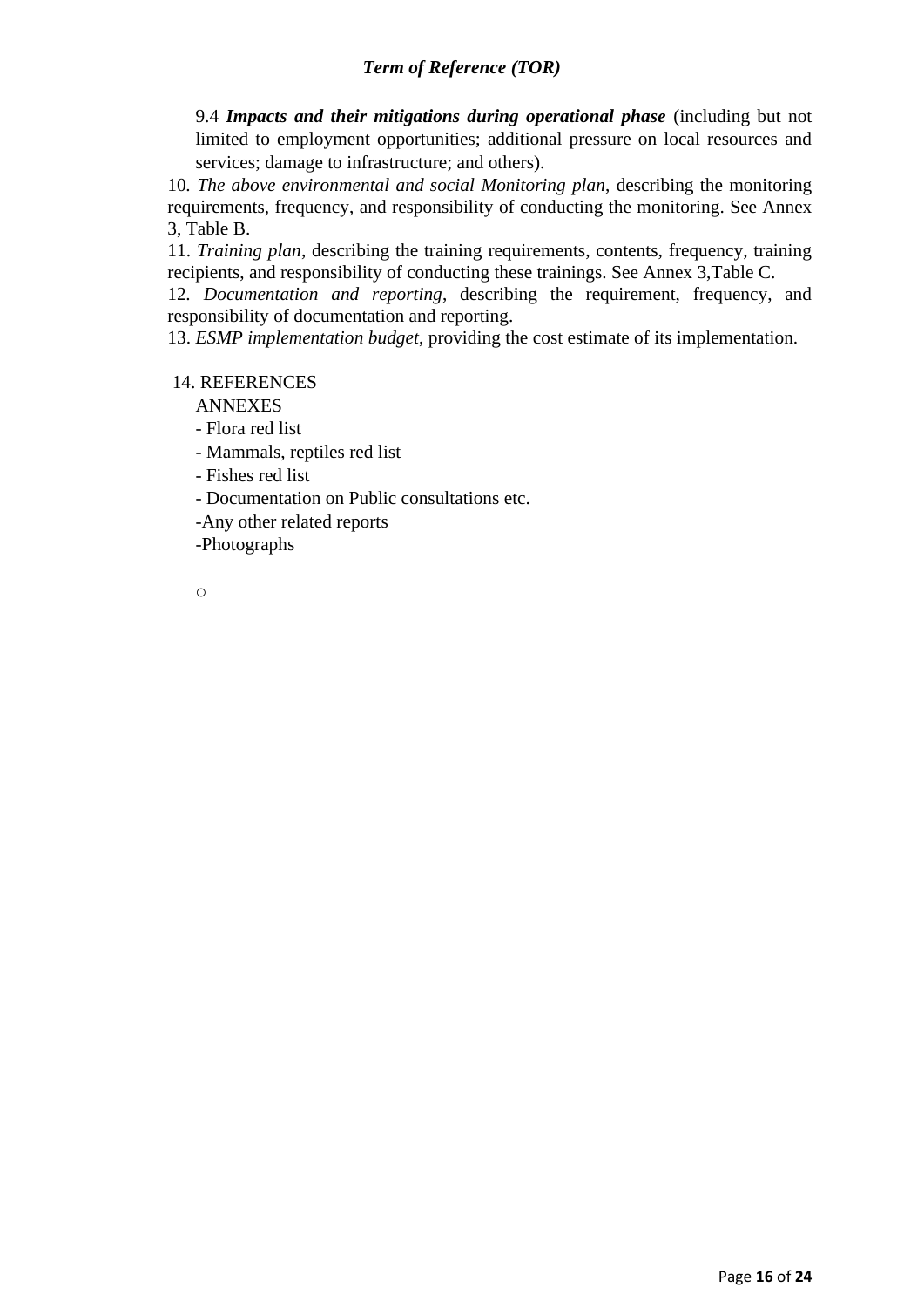9.4 ***Impacts and their mitigations during operational phase*** (including but not limited to employment opportunities; additional pressure on local resources and services; damage to infrastructure; and others).

10. *The above environmental and social Monitoring plan*, describing the monitoring requirements, frequency, and responsibility of conducting the monitoring. See Annex 3, Table B.

11. *Training plan*, describing the training requirements, contents, frequency, training recipients, and responsibility of conducting these trainings. See Annex 3,Table C.

12. *Documentation and reporting*, describing the requirement, frequency, and responsibility of documentation and reporting.

13. *ESMP implementation budget*, providing the cost estimate of its implementation.

14. REFERENCES

ANNEXES

- Flora red list
- Mammals, reptiles red list
- Fishes red list
- Documentation on Public consultations etc.
- Any other related reports
- Photographs

○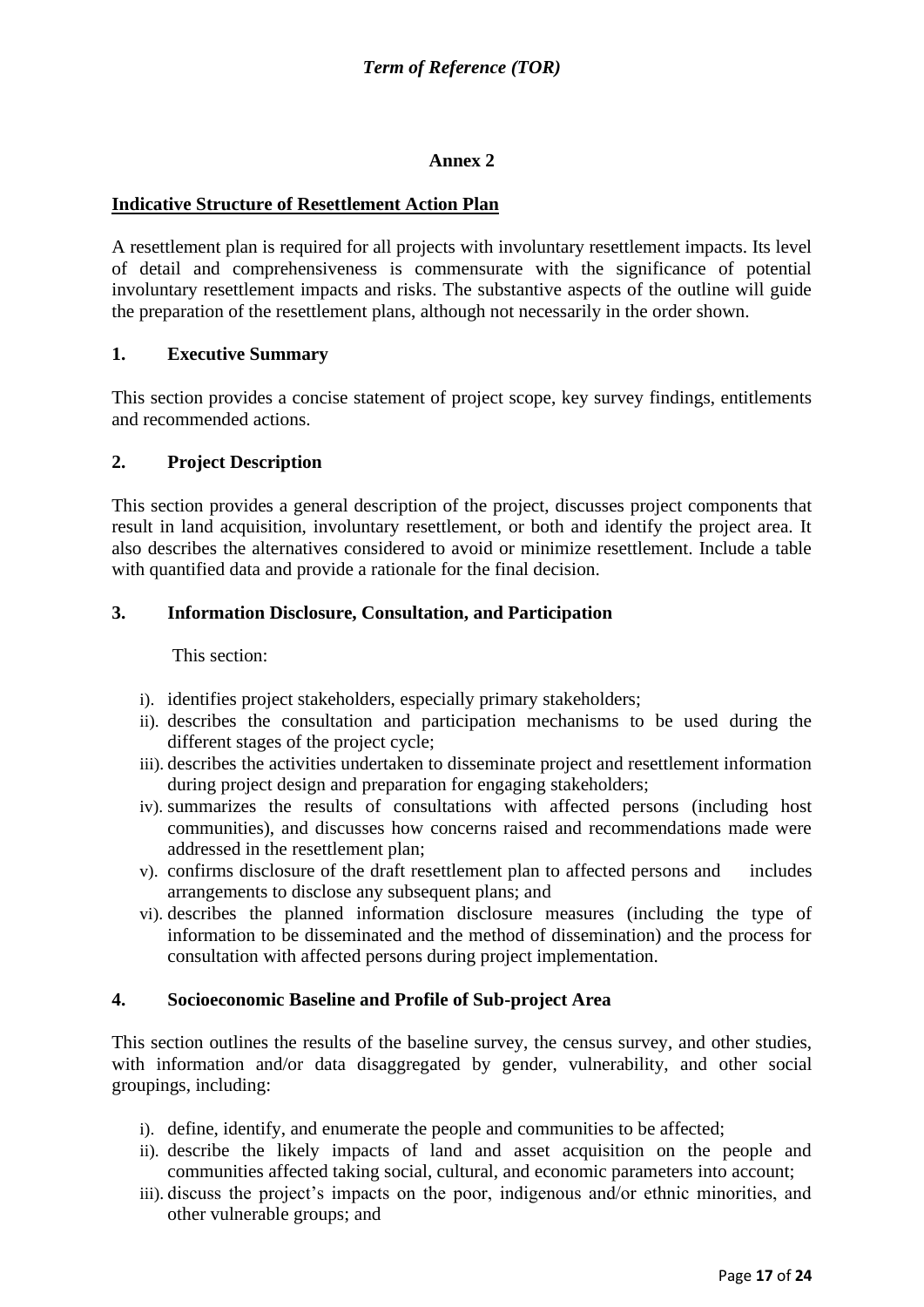## Annex 2

**Indicative Structure of Resettlement Action Plan**

A resettlement plan is required for all projects with involuntary resettlement impacts. Its level of detail and comprehensiveness is commensurate with the significance of potential involuntary resettlement impacts and risks. The substantive aspects of the outline will guide the preparation of the resettlement plans, although not necessarily in the order shown.

### 1. Executive Summary

This section provides a concise statement of project scope, key survey findings, entitlements and recommended actions.

### 2. Project Description

This section provides a general description of the project, discusses project components that result in land acquisition, involuntary resettlement, or both and identify the project area. It also describes the alternatives considered to avoid or minimize resettlement. Include a table with quantified data and provide a rationale for the final decision.

### 3. Information Disclosure, Consultation, and Participation

This section:

i). identifies project stakeholders, especially primary stakeholders;
ii). describes the consultation and participation mechanisms to be used during the different stages of the project cycle;
iii). describes the activities undertaken to disseminate project and resettlement information during project design and preparation for engaging stakeholders;
iv). summarizes the results of consultations with affected persons (including host communities), and discusses how concerns raised and recommendations made were addressed in the resettlement plan;
v). confirms disclosure of the draft resettlement plan to affected persons and includes arrangements to disclose any subsequent plans; and
vi). describes the planned information disclosure measures (including the type of information to be disseminated and the method of dissemination) and the process for consultation with affected persons during project implementation.

### 4. Socioeconomic Baseline and Profile of Sub-project Area

This section outlines the results of the baseline survey, the census survey, and other studies, with information and/or data disaggregated by gender, vulnerability, and other social groupings, including:

i). define, identify, and enumerate the people and communities to be affected;
ii). describe the likely impacts of land and asset acquisition on the people and communities affected taking social, cultural, and economic parameters into account;
iii). discuss the project's impacts on the poor, indigenous and/or ethnic minorities, and other vulnerable groups; and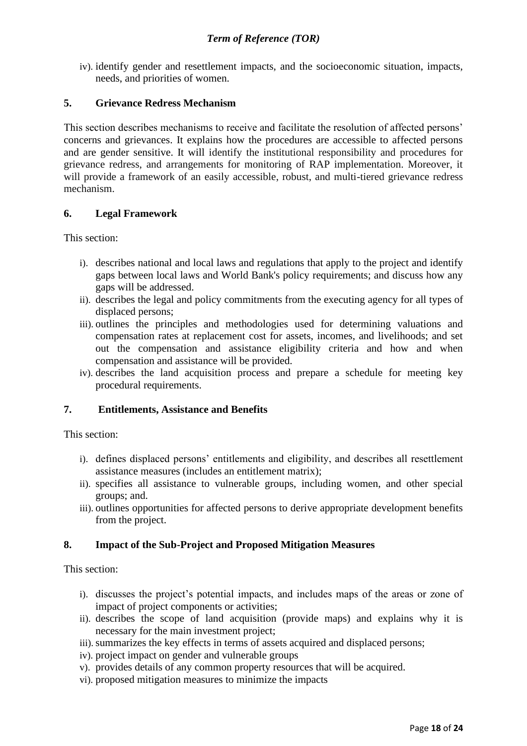iv). identify gender and resettlement impacts, and the socioeconomic situation, impacts, needs, and priorities of women.

### 5. Grievance Redress Mechanism

This section describes mechanisms to receive and facilitate the resolution of affected persons' concerns and grievances. It explains how the procedures are accessible to affected persons and are gender sensitive. It will identify the institutional responsibility and procedures for grievance redress, and arrangements for monitoring of RAP implementation. Moreover, it will provide a framework of an easily accessible, robust, and multi-tiered grievance redress mechanism.

### 6. Legal Framework

This section:

i). describes national and local laws and regulations that apply to the project and identify gaps between local laws and World Bank's policy requirements; and discuss how any gaps will be addressed.

ii). describes the legal and policy commitments from the executing agency for all types of displaced persons;

iii). outlines the principles and methodologies used for determining valuations and compensation rates at replacement cost for assets, incomes, and livelihoods; and set out the compensation and assistance eligibility criteria and how and when compensation and assistance will be provided.

iv). describes the land acquisition process and prepare a schedule for meeting key procedural requirements.

### 7. Entitlements, Assistance and Benefits

This section:

i). defines displaced persons' entitlements and eligibility, and describes all resettlement assistance measures (includes an entitlement matrix);

ii). specifies all assistance to vulnerable groups, including women, and other special groups; and.

iii). outlines opportunities for affected persons to derive appropriate development benefits from the project.

### 8. Impact of the Sub-Project and Proposed Mitigation Measures

This section:

i). discusses the project's potential impacts, and includes maps of the areas or zone of impact of project components or activities;

ii). describes the scope of land acquisition (provide maps) and explains why it is necessary for the main investment project;

iii). summarizes the key effects in terms of assets acquired and displaced persons;

iv). project impact on gender and vulnerable groups

v). provides details of any common property resources that will be acquired.

vi). proposed mitigation measures to minimize the impacts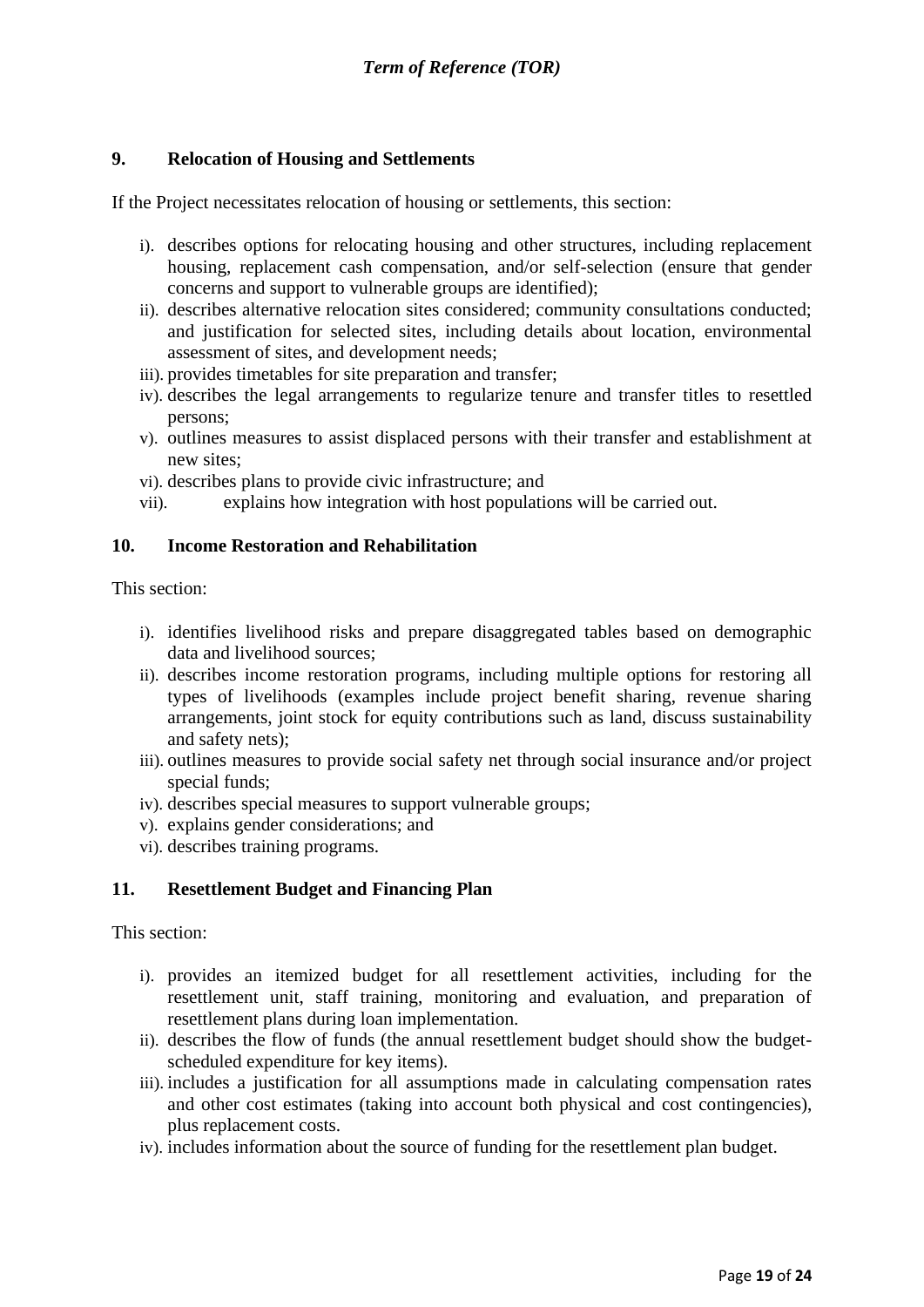## 9. Relocation of Housing and Settlements

If the Project necessitates relocation of housing or settlements, this section:

i). describes options for relocating housing and other structures, including replacement housing, replacement cash compensation, and/or self-selection (ensure that gender concerns and support to vulnerable groups are identified);
ii). describes alternative relocation sites considered; community consultations conducted; and justification for selected sites, including details about location, environmental assessment of sites, and development needs;
iii). provides timetables for site preparation and transfer;
iv). describes the legal arrangements to regularize tenure and transfer titles to resettled persons;
v). outlines measures to assist displaced persons with their transfer and establishment at new sites;
vi). describes plans to provide civic infrastructure; and
vii). explains how integration with host populations will be carried out.

## 10. Income Restoration and Rehabilitation

This section:

i). identifies livelihood risks and prepare disaggregated tables based on demographic data and livelihood sources;
ii). describes income restoration programs, including multiple options for restoring all types of livelihoods (examples include project benefit sharing, revenue sharing arrangements, joint stock for equity contributions such as land, discuss sustainability and safety nets);
iii). outlines measures to provide social safety net through social insurance and/or project special funds;
iv). describes special measures to support vulnerable groups;
v). explains gender considerations; and
vi). describes training programs.

## 11. Resettlement Budget and Financing Plan

This section:

i). provides an itemized budget for all resettlement activities, including for the resettlement unit, staff training, monitoring and evaluation, and preparation of resettlement plans during loan implementation.
ii). describes the flow of funds (the annual resettlement budget should show the budget-scheduled expenditure for key items).
iii). includes a justification for all assumptions made in calculating compensation rates and other cost estimates (taking into account both physical and cost contingencies), plus replacement costs.
iv). includes information about the source of funding for the resettlement plan budget.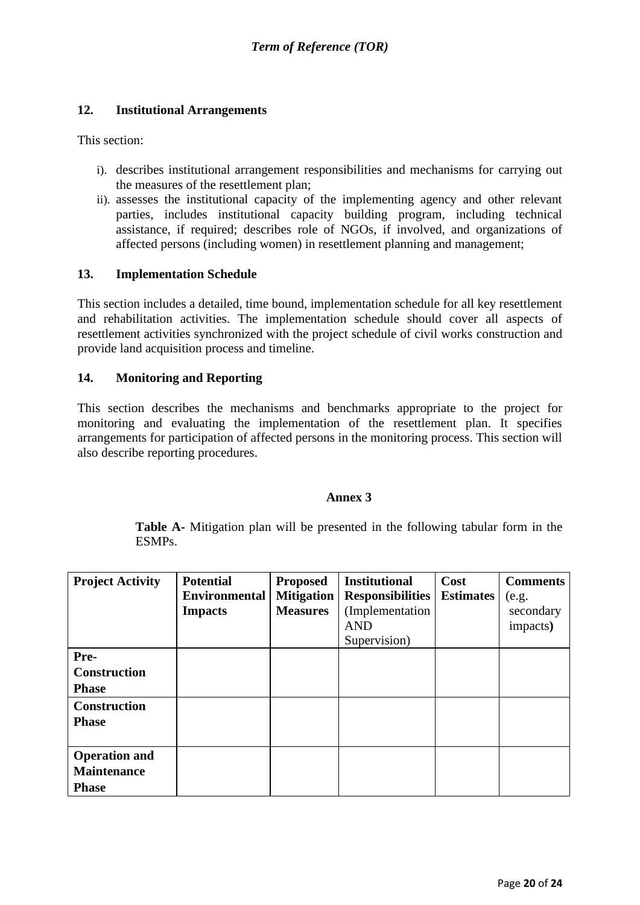## 12. Institutional Arrangements

This section:

i). describes institutional arrangement responsibilities and mechanisms for carrying out the measures of the resettlement plan;

ii). assesses the institutional capacity of the implementing agency and other relevant parties, includes institutional capacity building program, including technical assistance, if required; describes role of NGOs, if involved, and organizations of affected persons (including women) in resettlement planning and management;

## 13. Implementation Schedule

This section includes a detailed, time bound, implementation schedule for all key resettlement and rehabilitation activities. The implementation schedule should cover all aspects of resettlement activities synchronized with the project schedule of civil works construction and provide land acquisition process and timeline.

## 14. Monitoring and Reporting

This section describes the mechanisms and benchmarks appropriate to the project for monitoring and evaluating the implementation of the resettlement plan. It specifies arrangements for participation of affected persons in the monitoring process. This section will also describe reporting procedures.

## Annex 3

**Table A-** Mitigation plan will be presented in the following tabular form in the ESMPs.

| **Project Activity** | **Potential Environmental Impacts** | **Proposed Mitigation Measures** | **Institutional Responsibilities** (Implementation AND Supervision) | **Cost Estimates** | **Comments** (e.g. secondary impacts**)** |
|---|---|---|---|---|---|
| **Pre-Construction Phase** | | | | | |
| **Construction Phase** | | | | | |
| **Operation and Maintenance Phase** | | | | | |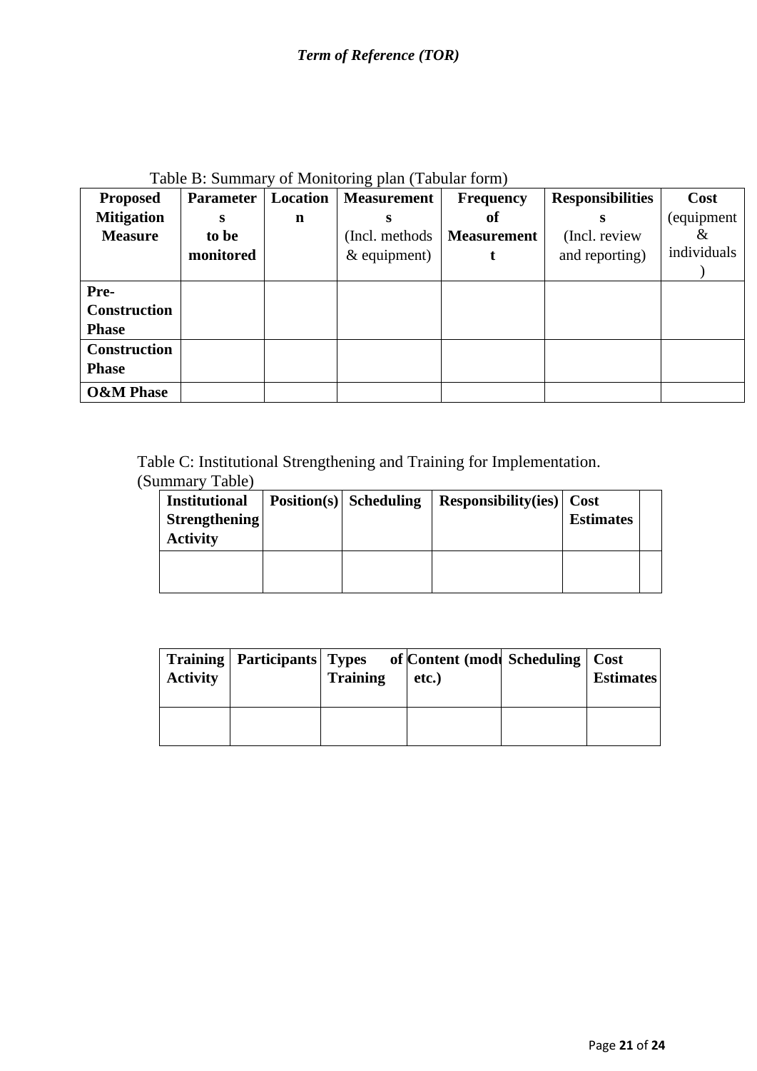Table B: Summary of Monitoring plan (Tabular form)

| Proposed Mitigation Measure | Parameters to be monitored | Location | Measurements (Incl. methods & equipment) | Frequency of Measurement | Responsibilities (Incl. review and reporting) | Cost (equipment & individuals) |
|---|---|---|---|---|---|---|
| **Pre-Construction Phase** | | | | | | |
| **Construction Phase** | | | | | | |
| **O&M Phase** | | | | | | |

Table C: Institutional Strengthening and Training for Implementation. (Summary Table)

| Institutional Strengthening Activity | Position(s) | Scheduling | Responsibility(ies) | Cost Estimates | |
|---|---|---|---|---|---|
| | | | | | |

| Training Activity | Participants | Types of Training | Content (modu etc.) | Scheduling | Cost Estimates |
|---|---|---|---|---|---|
| | | | | | |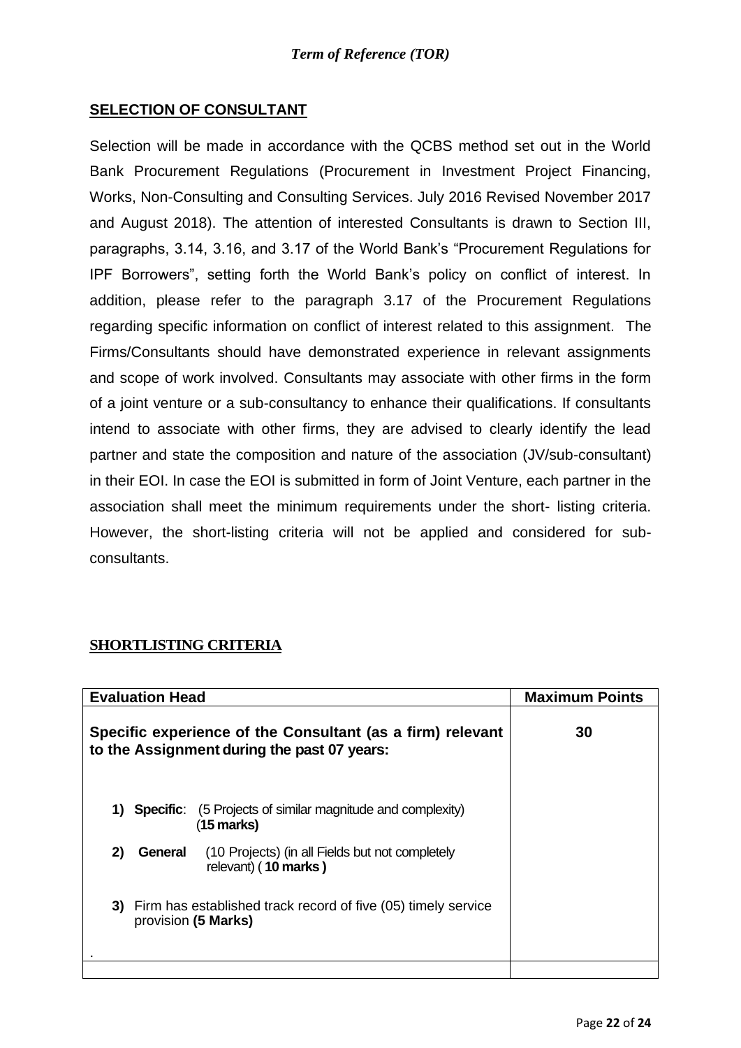*Term of Reference (TOR)*

## SELECTION OF CONSULTANT

Selection will be made in accordance with the QCBS method set out in the World Bank Procurement Regulations (Procurement in Investment Project Financing, Works, Non-Consulting and Consulting Services. July 2016 Revised November 2017 and August 2018). The attention of interested Consultants is drawn to Section III, paragraphs, 3.14, 3.16, and 3.17 of the World Bank's "Procurement Regulations for IPF Borrowers", setting forth the World Bank's policy on conflict of interest. In addition, please refer to the paragraph 3.17 of the Procurement Regulations regarding specific information on conflict of interest related to this assignment. The Firms/Consultants should have demonstrated experience in relevant assignments and scope of work involved. Consultants may associate with other firms in the form of a joint venture or a sub-consultancy to enhance their qualifications. If consultants intend to associate with other firms, they are advised to clearly identify the lead partner and state the composition and nature of the association (JV/sub-consultant) in their EOI. In case the EOI is submitted in form of Joint Venture, each partner in the association shall meet the minimum requirements under the short- listing criteria. However, the short-listing criteria will not be applied and considered for sub-consultants.

## SHORTLISTING CRITERIA

| Evaluation Head | Maximum Points |
|---|---|
| **Specific experience of the Consultant (as a firm) relevant to the Assignment during the past 07 years:**<br><br>**1) Specific**: (5 Projects of similar magnitude and complexity) (**15 marks)**<br><br>**2) General** (10 Projects) (in all Fields but not completely relevant) ( **10 marks )**<br><br>**3)** Firm has established track record of five (05) timely service provision **(5 Marks)**<br><br>. | **30** |
| | |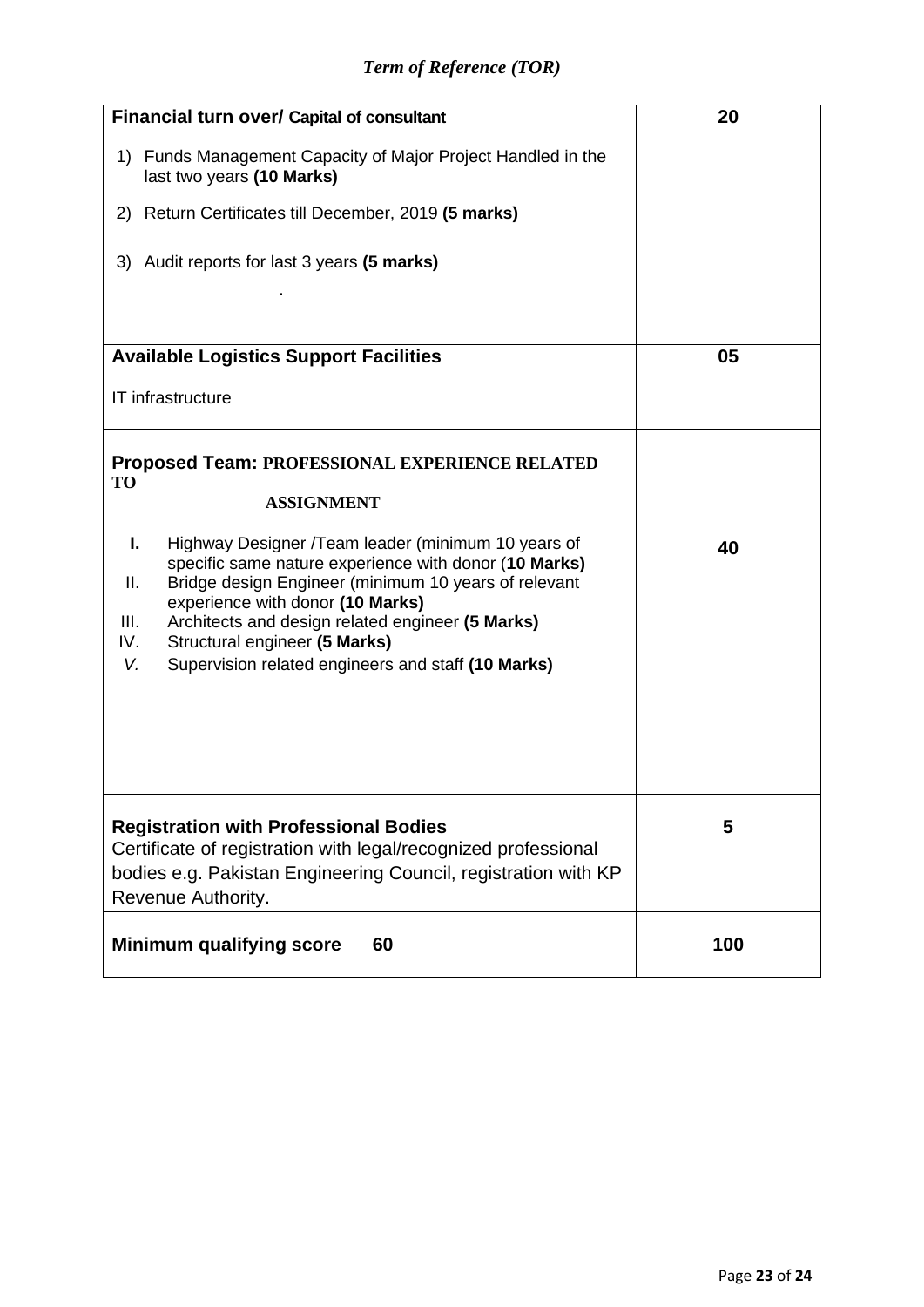*Term of Reference (TOR)*

| | |
|---|---|
| **Financial turn over/ Capital of consultant**<br><br>1) Funds Management Capacity of Major Project Handled in the last two years **(10 Marks)**<br>2) Return Certificates till December, 2019 **(5 marks)**<br>3) Audit reports for last 3 years **(5 marks)**<br>. | **20** |
| **Available Logistics Support Facilities**<br><br>IT infrastructure | **05** |
| **Proposed Team: PROFESSIONAL EXPERIENCE RELATED TO ASSIGNMENT**<br><br>**I.** Highway Designer /Team leader (minimum 10 years of specific same nature experience with donor (**10 Marks)**<br>II. Bridge design Engineer (minimum 10 years of relevant experience with donor **(10 Marks)**<br>III. Architects and design related engineer **(5 Marks)**<br>IV. Structural engineer **(5 Marks)**<br>*V.* Supervision related engineers and staff **(10 Marks)** | **40** |
| **Registration with Professional Bodies**<br>Certificate of registration with legal/recognized professional bodies e.g. Pakistan Engineering Council, registration with KP Revenue Authority. | **5** |
| **Minimum qualifying score 60** | **100** |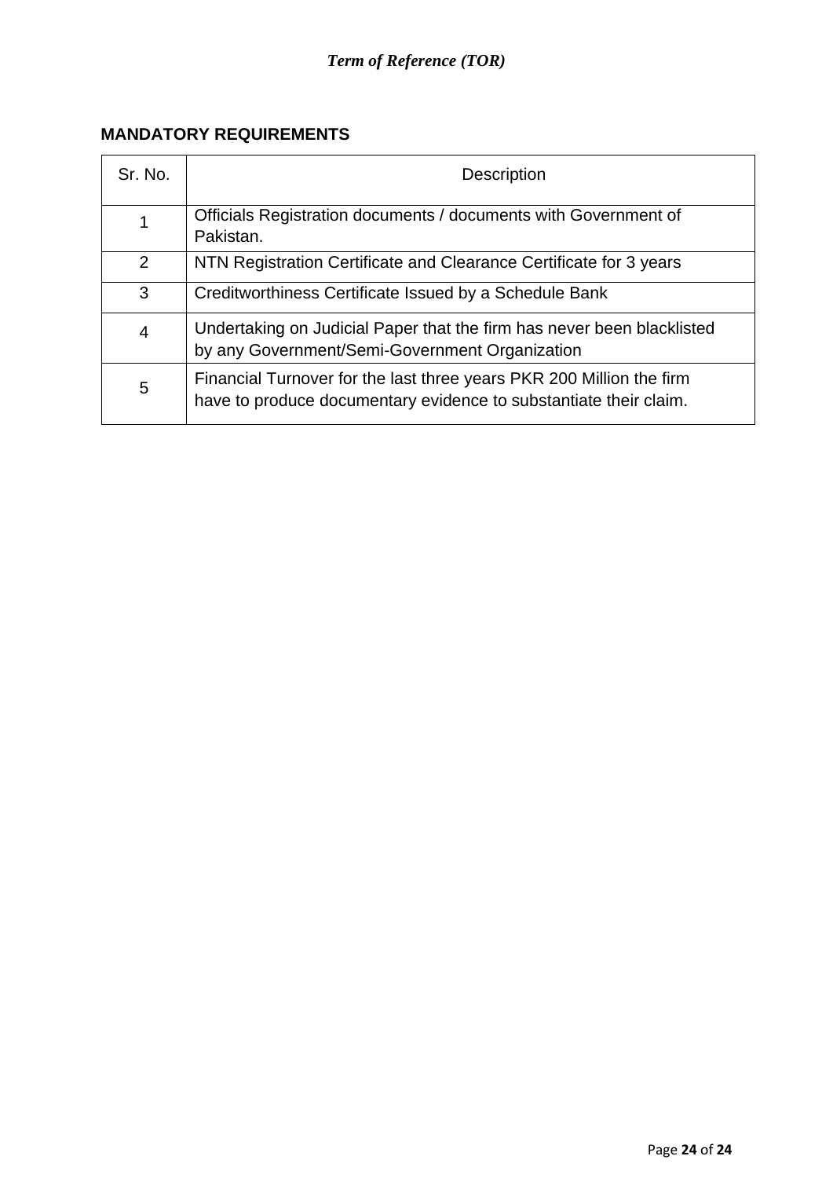## MANDATORY REQUIREMENTS

| Sr. No. | Description |
|---|---|
| 1 | Officials Registration documents / documents with Government of Pakistan. |
| 2 | NTN Registration Certificate and Clearance Certificate for 3 years |
| 3 | Creditworthiness Certificate Issued by a Schedule Bank |
| 4 | Undertaking on Judicial Paper that the firm has never been blacklisted by any Government/Semi-Government Organization |
| 5 | Financial Turnover for the last three years PKR 200 Million the firm have to produce documentary evidence to substantiate their claim. |